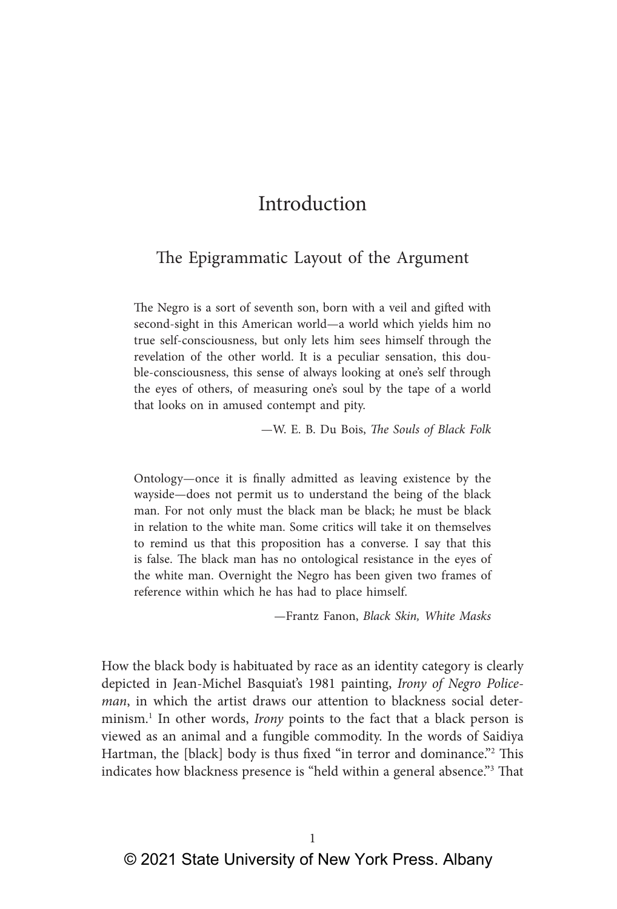# Introduction

## The Epigrammatic Layout of the Argument

> The Negro is a sort of seventh son, born with a veil and gifted with second-sight in this American world—a world which yields him no true self-consciousness, but only lets him sees himself through the revelation of the other world. It is a peculiar sensation, this double-consciousness, this sense of always looking at one's self through the eyes of others, of measuring one's soul by the tape of a world that looks on in amused contempt and pity.
>
> —W. E. B. Du Bois, *The Souls of Black Folk*

> Ontology—once it is finally admitted as leaving existence by the wayside—does not permit us to understand the being of the black man. For not only must the black man be black; he must be black in relation to the white man. Some critics will take it on themselves to remind us that this proposition has a converse. I say that this is false. The black man has no ontological resistance in the eyes of the white man. Overnight the Negro has been given two frames of reference within which he has had to place himself.
>
> —Frantz Fanon, *Black Skin, White Masks*

How the black body is habituated by race as an identity category is clearly depicted in Jean-Michel Basquiat's 1981 painting, *Irony of Negro Policeman*, in which the artist draws our attention to blackness social determinism.[1] In other words, *Irony* points to the fact that a black person is viewed as an animal and a fungible commodity. In the words of Saidiya Hartman, the [black] body is thus fixed "in terror and dominance."[2] This indicates how blackness presence is "held within a general absence."[3] That

© 2021 State University of New York Press. Albany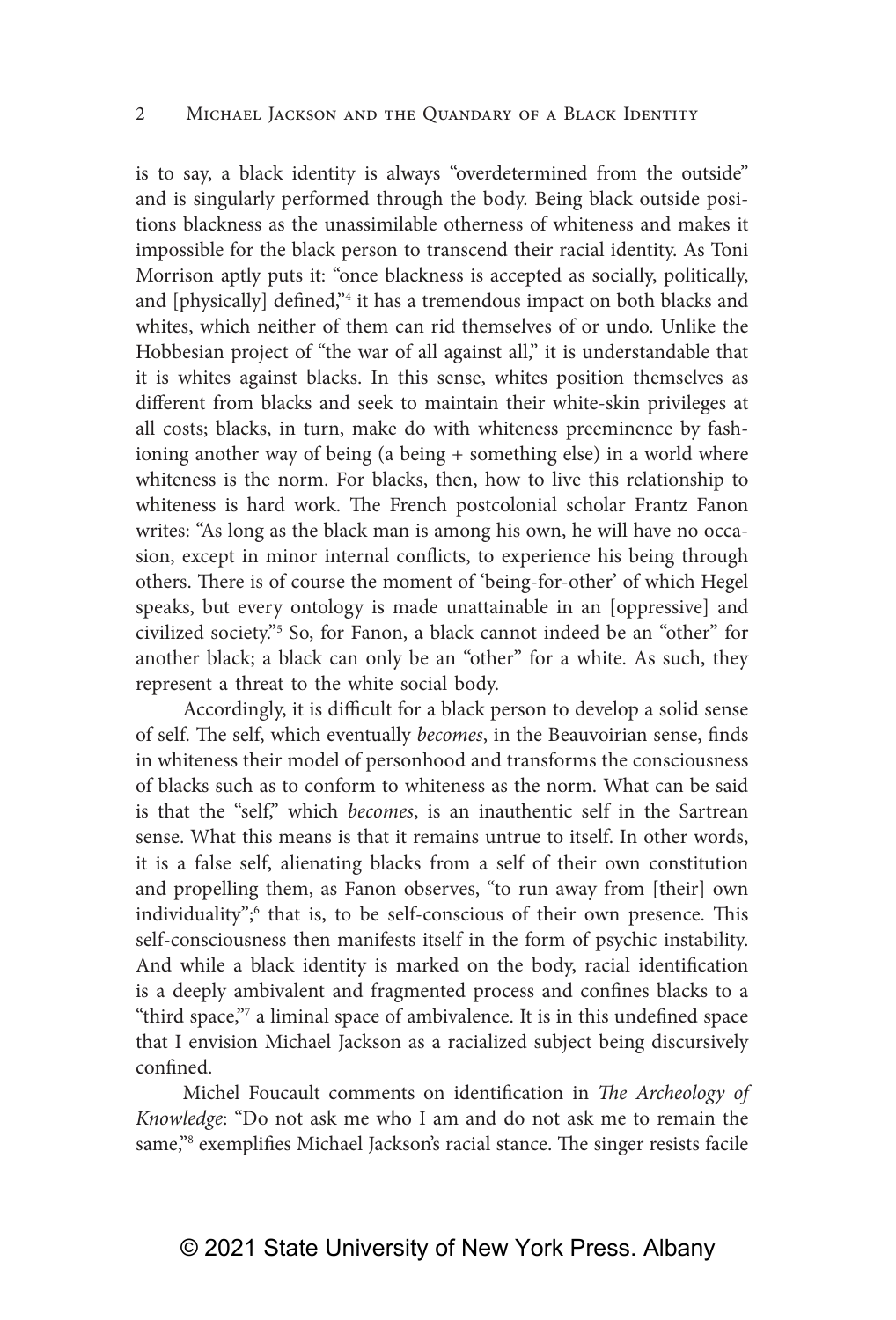is to say, a black identity is always "overdetermined from the outside" and is singularly performed through the body. Being black outside positions blackness as the unassimilable otherness of whiteness and makes it impossible for the black person to transcend their racial identity. As Toni Morrison aptly puts it: "once blackness is accepted as socially, politically, and [physically] defined,"[4] it has a tremendous impact on both blacks and whites, which neither of them can rid themselves of or undo. Unlike the Hobbesian project of "the war of all against all," it is understandable that it is whites against blacks. In this sense, whites position themselves as different from blacks and seek to maintain their white-skin privileges at all costs; blacks, in turn, make do with whiteness preeminence by fashioning another way of being (a being + something else) in a world where whiteness is the norm. For blacks, then, how to live this relationship to whiteness is hard work. The French postcolonial scholar Frantz Fanon writes: "As long as the black man is among his own, he will have no occasion, except in minor internal conflicts, to experience his being through others. There is of course the moment of 'being-for-other' of which Hegel speaks, but every ontology is made unattainable in an [oppressive] and civilized society."[5] So, for Fanon, a black cannot indeed be an "other" for another black; a black can only be an "other" for a white. As such, they represent a threat to the white social body.

Accordingly, it is difficult for a black person to develop a solid sense of self. The self, which eventually *becomes*, in the Beauvoirian sense, finds in whiteness their model of personhood and transforms the consciousness of blacks such as to conform to whiteness as the norm. What can be said is that the "self," which *becomes*, is an inauthentic self in the Sartrean sense. What this means is that it remains untrue to itself. In other words, it is a false self, alienating blacks from a self of their own constitution and propelling them, as Fanon observes, "to run away from [their] own individuality";[6] that is, to be self-conscious of their own presence. This self-consciousness then manifests itself in the form of psychic instability. And while a black identity is marked on the body, racial identification is a deeply ambivalent and fragmented process and confines blacks to a "third space,"[7] a liminal space of ambivalence. It is in this undefined space that I envision Michael Jackson as a racialized subject being discursively confined.

Michel Foucault comments on identification in *The Archeology of Knowledge*: "Do not ask me who I am and do not ask me to remain the same,"[8] exemplifies Michael Jackson's racial stance. The singer resists facile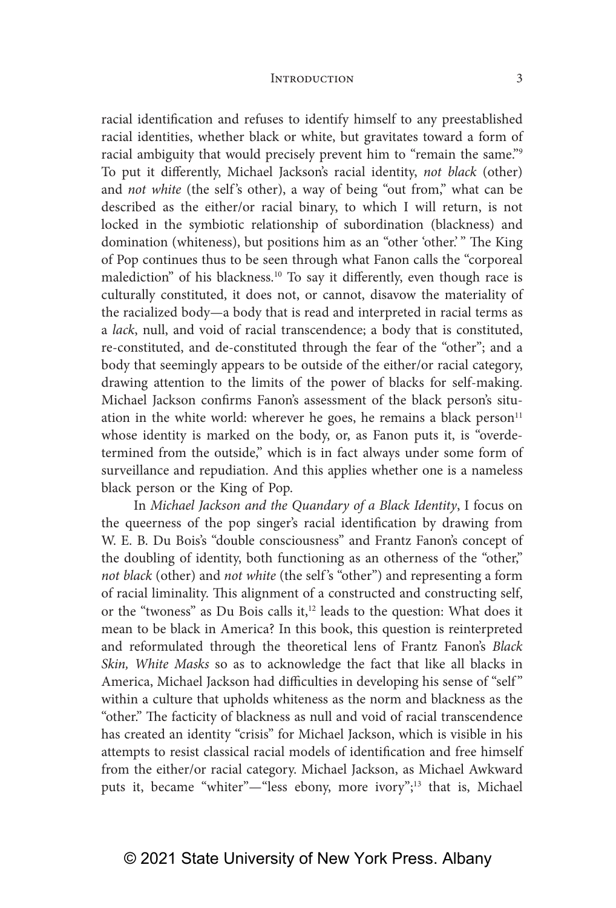racial identification and refuses to identify himself to any preestablished racial identities, whether black or white, but gravitates toward a form of racial ambiguity that would precisely prevent him to "remain the same."[9] To put it differently, Michael Jackson's racial identity, *not black* (other) and *not white* (the self's other), a way of being "out from," what can be described as the either/or racial binary, to which I will return, is not locked in the symbiotic relationship of subordination (blackness) and domination (whiteness), but positions him as an "other 'other.'" The King of Pop continues thus to be seen through what Fanon calls the "corporeal malediction" of his blackness.[10] To say it differently, even though race is culturally constituted, it does not, or cannot, disavow the materiality of the racialized body—a body that is read and interpreted in racial terms as a *lack*, null, and void of racial transcendence; a body that is constituted, re-constituted, and de-constituted through the fear of the "other"; and a body that seemingly appears to be outside of the either/or racial category, drawing attention to the limits of the power of blacks for self-making. Michael Jackson confirms Fanon's assessment of the black person's situation in the white world: wherever he goes, he remains a black person[11] whose identity is marked on the body, or, as Fanon puts it, is "overdetermined from the outside," which is in fact always under some form of surveillance and repudiation. And this applies whether one is a nameless black person or the King of Pop.

In *Michael Jackson and the Quandary of a Black Identity*, I focus on the queerness of the pop singer's racial identification by drawing from W. E. B. Du Bois's "double consciousness" and Frantz Fanon's concept of the doubling of identity, both functioning as an otherness of the "other," *not black* (other) and *not white* (the self's "other") and representing a form of racial liminality. This alignment of a constructed and constructing self, or the "twoness" as Du Bois calls it,[12] leads to the question: What does it mean to be black in America? In this book, this question is reinterpreted and reformulated through the theoretical lens of Frantz Fanon's *Black Skin, White Masks* so as to acknowledge the fact that like all blacks in America, Michael Jackson had difficulties in developing his sense of "self" within a culture that upholds whiteness as the norm and blackness as the "other." The facticity of blackness as null and void of racial transcendence has created an identity "crisis" for Michael Jackson, which is visible in his attempts to resist classical racial models of identification and free himself from the either/or racial category. Michael Jackson, as Michael Awkward puts it, became "whiter"—"less ebony, more ivory";[13] that is, Michael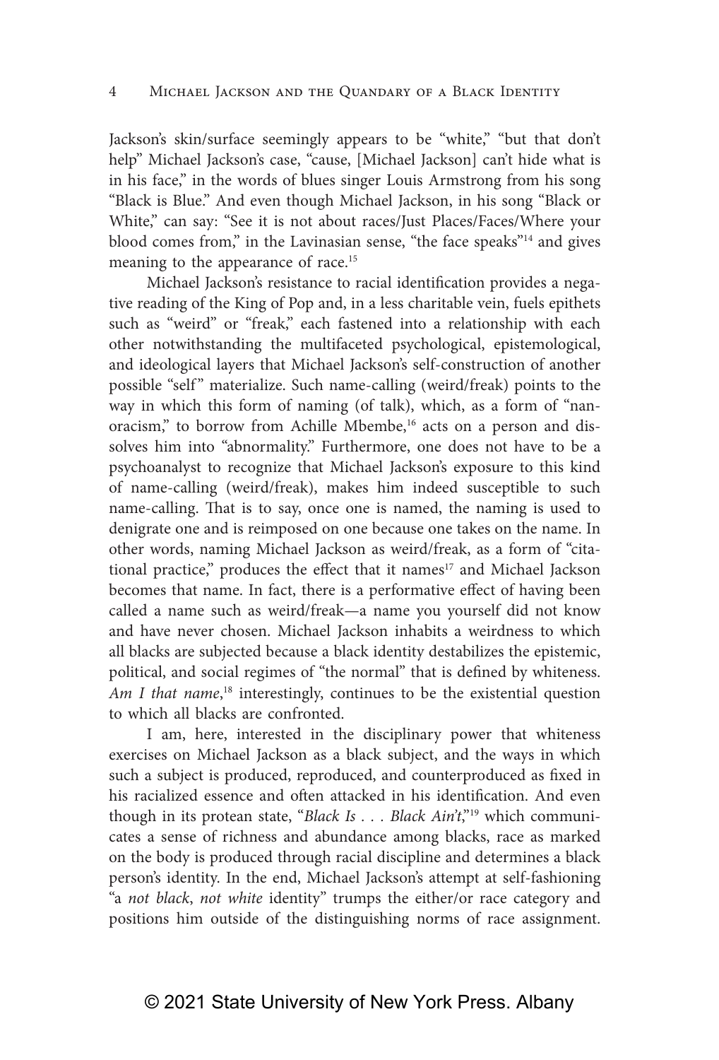Jackson's skin/surface seemingly appears to be "white," "but that don't help" Michael Jackson's case, "cause, [Michael Jackson] can't hide what is in his face," in the words of blues singer Louis Armstrong from his song "Black is Blue." And even though Michael Jackson, in his song "Black or White," can say: "See it is not about races/Just Places/Faces/Where your blood comes from," in the Lavinasian sense, "the face speaks"[14] and gives meaning to the appearance of race.[15]

Michael Jackson's resistance to racial identification provides a negative reading of the King of Pop and, in a less charitable vein, fuels epithets such as "weird" or "freak," each fastened into a relationship with each other notwithstanding the multifaceted psychological, epistemological, and ideological layers that Michael Jackson's self-construction of another possible "self" materialize. Such name-calling (weird/freak) points to the way in which this form of naming (of talk), which, as a form of "nanoracism," to borrow from Achille Mbembe,[16] acts on a person and dissolves him into "abnormality." Furthermore, one does not have to be a psychoanalyst to recognize that Michael Jackson's exposure to this kind of name-calling (weird/freak), makes him indeed susceptible to such name-calling. That is to say, once one is named, the naming is used to denigrate one and is reimposed on one because one takes on the name. In other words, naming Michael Jackson as weird/freak, as a form of "citational practice," produces the effect that it names[17] and Michael Jackson becomes that name. In fact, there is a performative effect of having been called a name such as weird/freak—a name you yourself did not know and have never chosen. Michael Jackson inhabits a weirdness to which all blacks are subjected because a black identity destabilizes the epistemic, political, and social regimes of "the normal" that is defined by whiteness. *Am I that name*,[18] interestingly, continues to be the existential question to which all blacks are confronted.

I am, here, interested in the disciplinary power that whiteness exercises on Michael Jackson as a black subject, and the ways in which such a subject is produced, reproduced, and counterproduced as fixed in his racialized essence and often attacked in his identification. And even though in its protean state, "*Black Is . . . Black Ain't*,"[19] which communicates a sense of richness and abundance among blacks, race as marked on the body is produced through racial discipline and determines a black person's identity. In the end, Michael Jackson's attempt at self-fashioning "a *not black*, *not white* identity" trumps the either/or race category and positions him outside of the distinguishing norms of race assignment.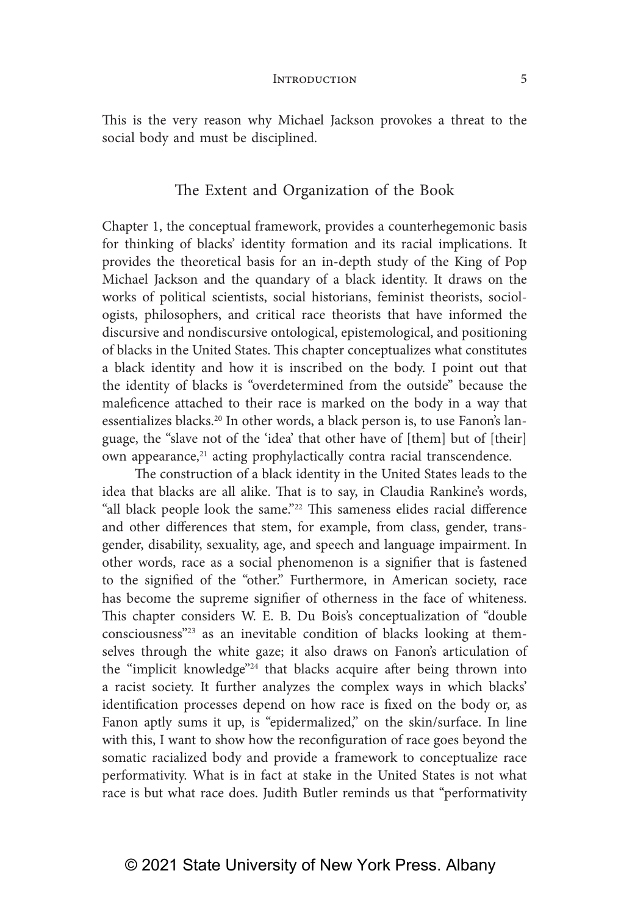This is the very reason why Michael Jackson provokes a threat to the social body and must be disciplined.

## The Extent and Organization of the Book

Chapter 1, the conceptual framework, provides a counterhegemonic basis for thinking of blacks' identity formation and its racial implications. It provides the theoretical basis for an in-depth study of the King of Pop Michael Jackson and the quandary of a black identity. It draws on the works of political scientists, social historians, feminist theorists, sociologists, philosophers, and critical race theorists that have informed the discursive and nondiscursive ontological, epistemological, and positioning of blacks in the United States. This chapter conceptualizes what constitutes a black identity and how it is inscribed on the body. I point out that the identity of blacks is "overdetermined from the outside" because the maleficence attached to their race is marked on the body in a way that essentializes blacks.[20] In other words, a black person is, to use Fanon's language, the "slave not of the 'idea' that other have of [them] but of [their] own appearance,[21] acting prophylactically contra racial transcendence.

The construction of a black identity in the United States leads to the idea that blacks are all alike. That is to say, in Claudia Rankine's words, "all black people look the same."[22] This sameness elides racial difference and other differences that stem, for example, from class, gender, transgender, disability, sexuality, age, and speech and language impairment. In other words, race as a social phenomenon is a signifier that is fastened to the signified of the "other." Furthermore, in American society, race has become the supreme signifier of otherness in the face of whiteness. This chapter considers W. E. B. Du Bois's conceptualization of "double consciousness"[23] as an inevitable condition of blacks looking at themselves through the white gaze; it also draws on Fanon's articulation of the "implicit knowledge"[24] that blacks acquire after being thrown into a racist society. It further analyzes the complex ways in which blacks' identification processes depend on how race is fixed on the body or, as Fanon aptly sums it up, is "epidermalized," on the skin/surface. In line with this, I want to show how the reconfiguration of race goes beyond the somatic racialized body and provide a framework to conceptualize race performativity. What is in fact at stake in the United States is not what race is but what race does. Judith Butler reminds us that "performativity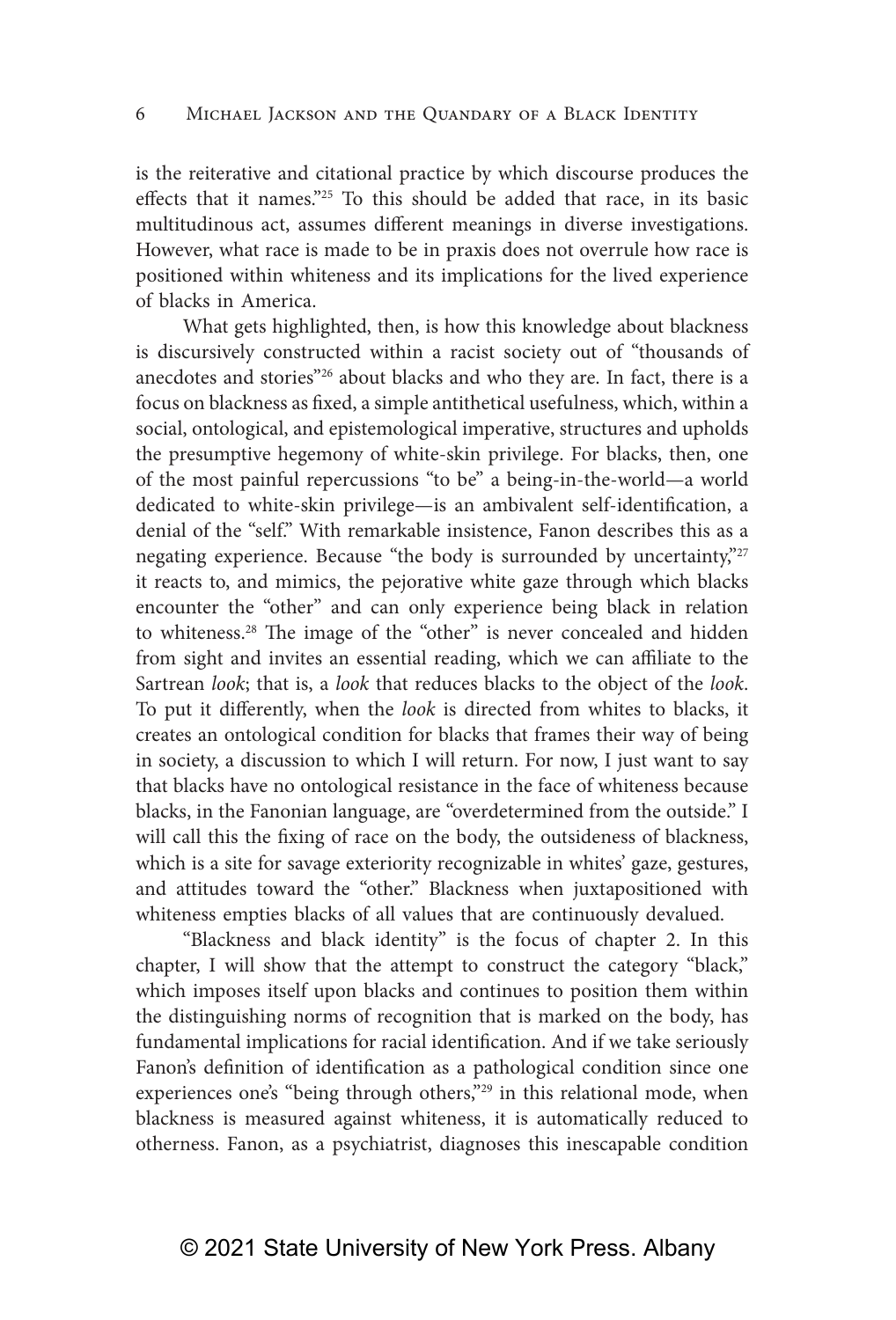is the reiterative and citational practice by which discourse produces the effects that it names."[25] To this should be added that race, in its basic multitudinous act, assumes different meanings in diverse investigations. However, what race is made to be in praxis does not overrule how race is positioned within whiteness and its implications for the lived experience of blacks in America.

What gets highlighted, then, is how this knowledge about blackness is discursively constructed within a racist society out of "thousands of anecdotes and stories"[26] about blacks and who they are. In fact, there is a focus on blackness as fixed, a simple antithetical usefulness, which, within a social, ontological, and epistemological imperative, structures and upholds the presumptive hegemony of white-skin privilege. For blacks, then, one of the most painful repercussions "to be" a being-in-the-world—a world dedicated to white-skin privilege—is an ambivalent self-identification, a denial of the "self." With remarkable insistence, Fanon describes this as a negating experience. Because "the body is surrounded by uncertainty,"[27] it reacts to, and mimics, the pejorative white gaze through which blacks encounter the "other" and can only experience being black in relation to whiteness.[28] The image of the "other" is never concealed and hidden from sight and invites an essential reading, which we can affiliate to the Sartrean *look*; that is, a *look* that reduces blacks to the object of the *look*. To put it differently, when the *look* is directed from whites to blacks, it creates an ontological condition for blacks that frames their way of being in society, a discussion to which I will return. For now, I just want to say that blacks have no ontological resistance in the face of whiteness because blacks, in the Fanonian language, are "overdetermined from the outside." I will call this the fixing of race on the body, the outsideness of blackness, which is a site for savage exteriority recognizable in whites' gaze, gestures, and attitudes toward the "other." Blackness when juxtapositioned with whiteness empties blacks of all values that are continuously devalued.

"Blackness and black identity" is the focus of chapter 2. In this chapter, I will show that the attempt to construct the category "black," which imposes itself upon blacks and continues to position them within the distinguishing norms of recognition that is marked on the body, has fundamental implications for racial identification. And if we take seriously Fanon's definition of identification as a pathological condition since one experiences one's "being through others,"[29] in this relational mode, when blackness is measured against whiteness, it is automatically reduced to otherness. Fanon, as a psychiatrist, diagnoses this inescapable condition

© 2021 State University of New York Press. Albany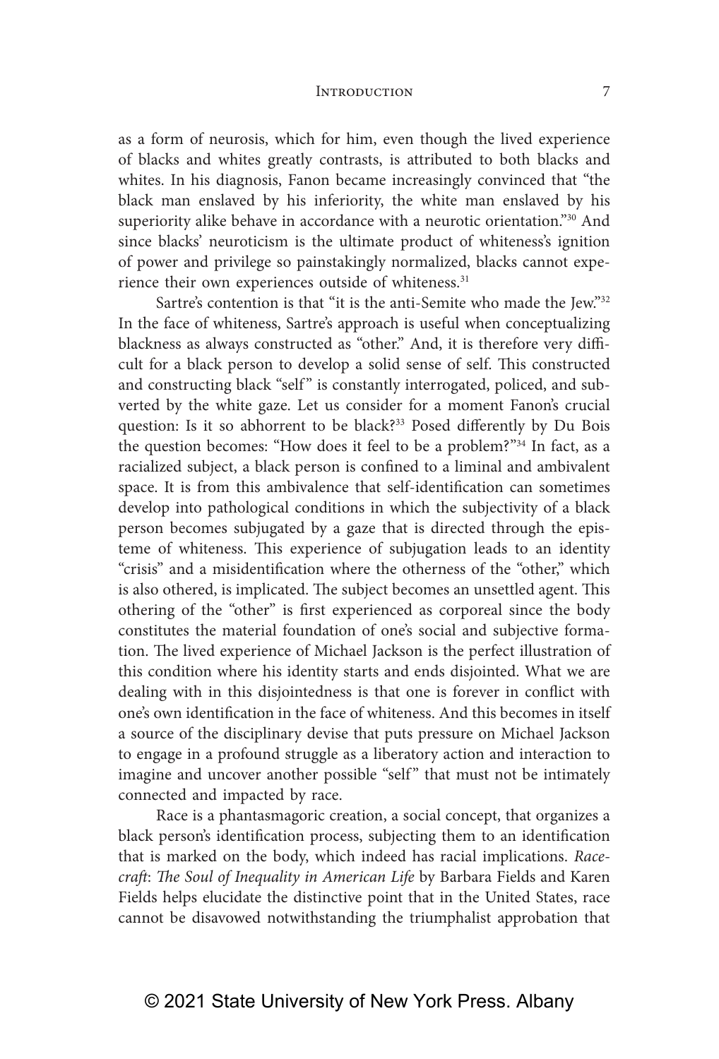as a form of neurosis, which for him, even though the lived experience of blacks and whites greatly contrasts, is attributed to both blacks and whites. In his diagnosis, Fanon became increasingly convinced that "the black man enslaved by his inferiority, the white man enslaved by his superiority alike behave in accordance with a neurotic orientation."[30] And since blacks' neuroticism is the ultimate product of whiteness's ignition of power and privilege so painstakingly normalized, blacks cannot experience their own experiences outside of whiteness.[31]

Sartre's contention is that "it is the anti-Semite who made the Jew."[32] In the face of whiteness, Sartre's approach is useful when conceptualizing blackness as always constructed as "other." And, it is therefore very difficult for a black person to develop a solid sense of self. This constructed and constructing black "self" is constantly interrogated, policed, and subverted by the white gaze. Let us consider for a moment Fanon's crucial question: Is it so abhorrent to be black?[33] Posed differently by Du Bois the question becomes: "How does it feel to be a problem?"[34] In fact, as a racialized subject, a black person is confined to a liminal and ambivalent space. It is from this ambivalence that self-identification can sometimes develop into pathological conditions in which the subjectivity of a black person becomes subjugated by a gaze that is directed through the episteme of whiteness. This experience of subjugation leads to an identity "crisis" and a misidentification where the otherness of the "other," which is also othered, is implicated. The subject becomes an unsettled agent. This othering of the "other" is first experienced as corporeal since the body constitutes the material foundation of one's social and subjective formation. The lived experience of Michael Jackson is the perfect illustration of this condition where his identity starts and ends disjointed. What we are dealing with in this disjointedness is that one is forever in conflict with one's own identification in the face of whiteness. And this becomes in itself a source of the disciplinary devise that puts pressure on Michael Jackson to engage in a profound struggle as a liberatory action and interaction to imagine and uncover another possible "self" that must not be intimately connected and impacted by race.

Race is a phantasmagoric creation, a social concept, that organizes a black person's identification process, subjecting them to an identification that is marked on the body, which indeed has racial implications. *Racecraft*: *The Soul of Inequality in American Life* by Barbara Fields and Karen Fields helps elucidate the distinctive point that in the United States, race cannot be disavowed notwithstanding the triumphalist approbation that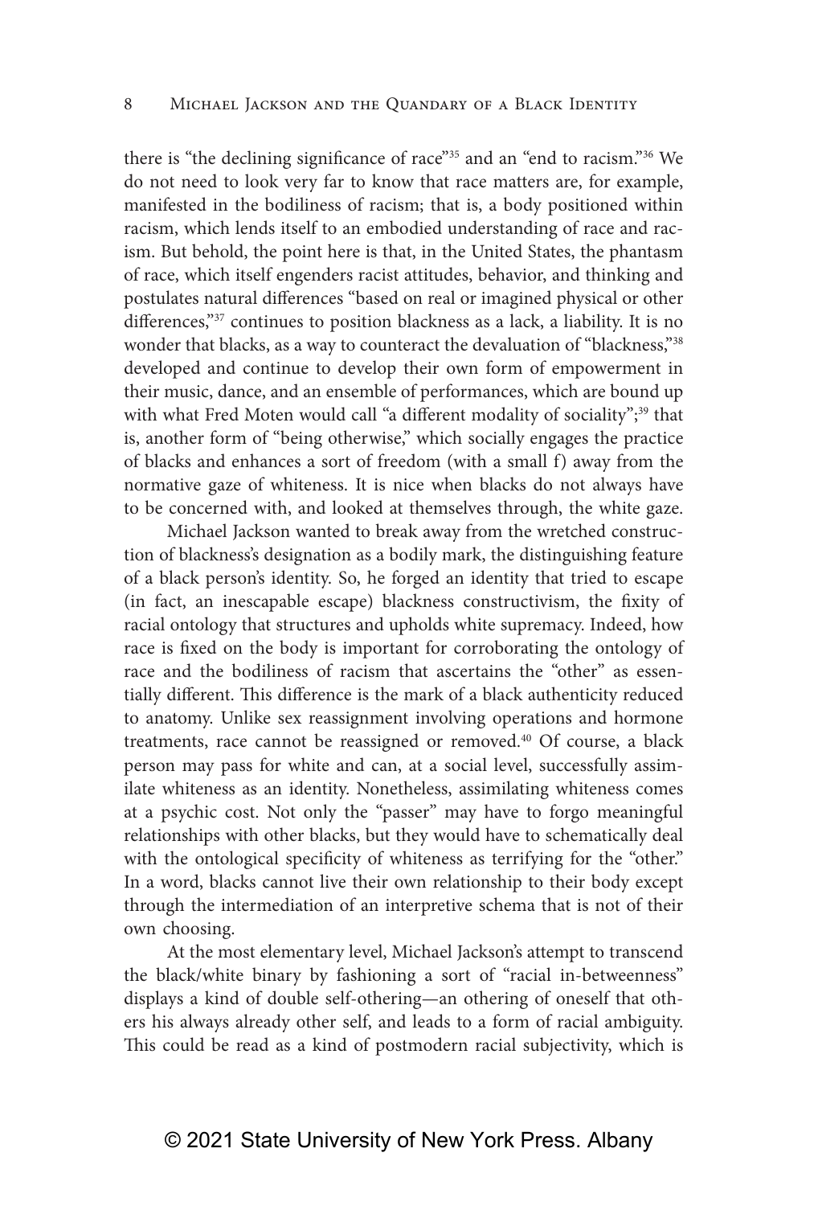there is "the declining significance of race"[35] and an "end to racism."[36] We do not need to look very far to know that race matters are, for example, manifested in the bodiliness of racism; that is, a body positioned within racism, which lends itself to an embodied understanding of race and racism. But behold, the point here is that, in the United States, the phantasm of race, which itself engenders racist attitudes, behavior, and thinking and postulates natural differences "based on real or imagined physical or other differences,"[37] continues to position blackness as a lack, a liability. It is no wonder that blacks, as a way to counteract the devaluation of "blackness,"[38] developed and continue to develop their own form of empowerment in their music, dance, and an ensemble of performances, which are bound up with what Fred Moten would call "a different modality of sociality";[39] that is, another form of "being otherwise," which socially engages the practice of blacks and enhances a sort of freedom (with a small f) away from the normative gaze of whiteness. It is nice when blacks do not always have to be concerned with, and looked at themselves through, the white gaze.

Michael Jackson wanted to break away from the wretched construction of blackness's designation as a bodily mark, the distinguishing feature of a black person's identity. So, he forged an identity that tried to escape (in fact, an inescapable escape) blackness constructivism, the fixity of racial ontology that structures and upholds white supremacy. Indeed, how race is fixed on the body is important for corroborating the ontology of race and the bodiliness of racism that ascertains the "other" as essentially different. This difference is the mark of a black authenticity reduced to anatomy. Unlike sex reassignment involving operations and hormone treatments, race cannot be reassigned or removed.[40] Of course, a black person may pass for white and can, at a social level, successfully assimilate whiteness as an identity. Nonetheless, assimilating whiteness comes at a psychic cost. Not only the "passer" may have to forgo meaningful relationships with other blacks, but they would have to schematically deal with the ontological specificity of whiteness as terrifying for the "other." In a word, blacks cannot live their own relationship to their body except through the intermediation of an interpretive schema that is not of their own choosing.

At the most elementary level, Michael Jackson's attempt to transcend the black/white binary by fashioning a sort of "racial in-betweenness" displays a kind of double self-othering—an othering of oneself that others his always already other self, and leads to a form of racial ambiguity. This could be read as a kind of postmodern racial subjectivity, which is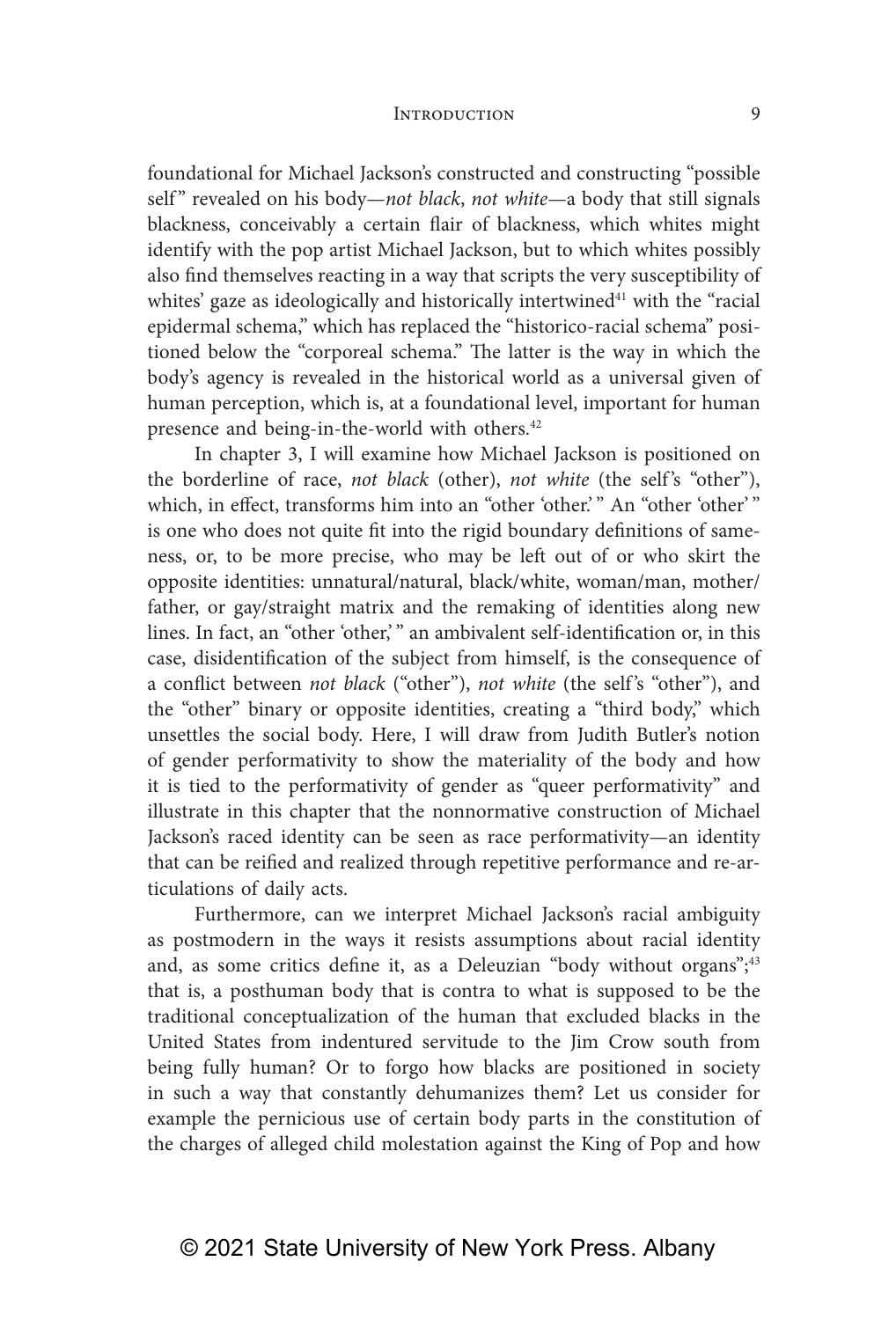foundational for Michael Jackson's constructed and constructing "possible self" revealed on his body—*not black*, *not white*—a body that still signals blackness, conceivably a certain flair of blackness, which whites might identify with the pop artist Michael Jackson, but to which whites possibly also find themselves reacting in a way that scripts the very susceptibility of whites' gaze as ideologically and historically intertwined[41] with the "racial epidermal schema," which has replaced the "historico-racial schema" positioned below the "corporeal schema." The latter is the way in which the body's agency is revealed in the historical world as a universal given of human perception, which is, at a foundational level, important for human presence and being-in-the-world with others.[42]

In chapter 3, I will examine how Michael Jackson is positioned on the borderline of race, *not black* (other), *not white* (the self's "other"), which, in effect, transforms him into an "other 'other.'" An "other 'other'" is one who does not quite fit into the rigid boundary definitions of sameness, or, to be more precise, who may be left out of or who skirt the opposite identities: unnatural/natural, black/white, woman/man, mother/father, or gay/straight matrix and the remaking of identities along new lines. In fact, an "other 'other,'" an ambivalent self-identification or, in this case, disidentification of the subject from himself, is the consequence of a conflict between *not black* ("other"), *not white* (the self's "other"), and the "other" binary or opposite identities, creating a "third body," which unsettles the social body. Here, I will draw from Judith Butler's notion of gender performativity to show the materiality of the body and how it is tied to the performativity of gender as "queer performativity" and illustrate in this chapter that the nonnormative construction of Michael Jackson's raced identity can be seen as race performativity—an identity that can be reified and realized through repetitive performance and re-articulations of daily acts.

Furthermore, can we interpret Michael Jackson's racial ambiguity as postmodern in the ways it resists assumptions about racial identity and, as some critics define it, as a Deleuzian "body without organs";[43] that is, a posthuman body that is contra to what is supposed to be the traditional conceptualization of the human that excluded blacks in the United States from indentured servitude to the Jim Crow south from being fully human? Or to forgo how blacks are positioned in society in such a way that constantly dehumanizes them? Let us consider for example the pernicious use of certain body parts in the constitution of the charges of alleged child molestation against the King of Pop and how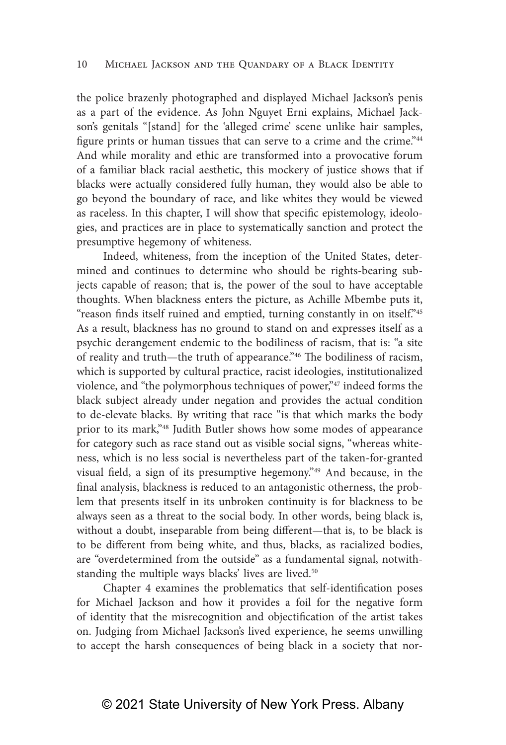the police brazenly photographed and displayed Michael Jackson's penis as a part of the evidence. As John Nguyet Erni explains, Michael Jackson's genitals "[stand] for the 'alleged crime' scene unlike hair samples, figure prints or human tissues that can serve to a crime and the crime."[44] And while morality and ethic are transformed into a provocative forum of a familiar black racial aesthetic, this mockery of justice shows that if blacks were actually considered fully human, they would also be able to go beyond the boundary of race, and like whites they would be viewed as raceless. In this chapter, I will show that specific epistemology, ideologies, and practices are in place to systematically sanction and protect the presumptive hegemony of whiteness.

Indeed, whiteness, from the inception of the United States, determined and continues to determine who should be rights-bearing subjects capable of reason; that is, the power of the soul to have acceptable thoughts. When blackness enters the picture, as Achille Mbembe puts it, "reason finds itself ruined and emptied, turning constantly in on itself."[45] As a result, blackness has no ground to stand on and expresses itself as a psychic derangement endemic to the bodiliness of racism, that is: "a site of reality and truth—the truth of appearance."[46] The bodiliness of racism, which is supported by cultural practice, racist ideologies, institutionalized violence, and "the polymorphous techniques of power,"[47] indeed forms the black subject already under negation and provides the actual condition to de-elevate blacks. By writing that race "is that which marks the body prior to its mark,"[48] Judith Butler shows how some modes of appearance for category such as race stand out as visible social signs, "whereas whiteness, which is no less social is nevertheless part of the taken-for-granted visual field, a sign of its presumptive hegemony."[49] And because, in the final analysis, blackness is reduced to an antagonistic otherness, the problem that presents itself in its unbroken continuity is for blackness to be always seen as a threat to the social body. In other words, being black is, without a doubt, inseparable from being different—that is, to be black is to be different from being white, and thus, blacks, as racialized bodies, are "overdetermined from the outside" as a fundamental signal, notwithstanding the multiple ways blacks' lives are lived.[50]

Chapter 4 examines the problematics that self-identification poses for Michael Jackson and how it provides a foil for the negative form of identity that the misrecognition and objectification of the artist takes on. Judging from Michael Jackson's lived experience, he seems unwilling to accept the harsh consequences of being black in a society that nor-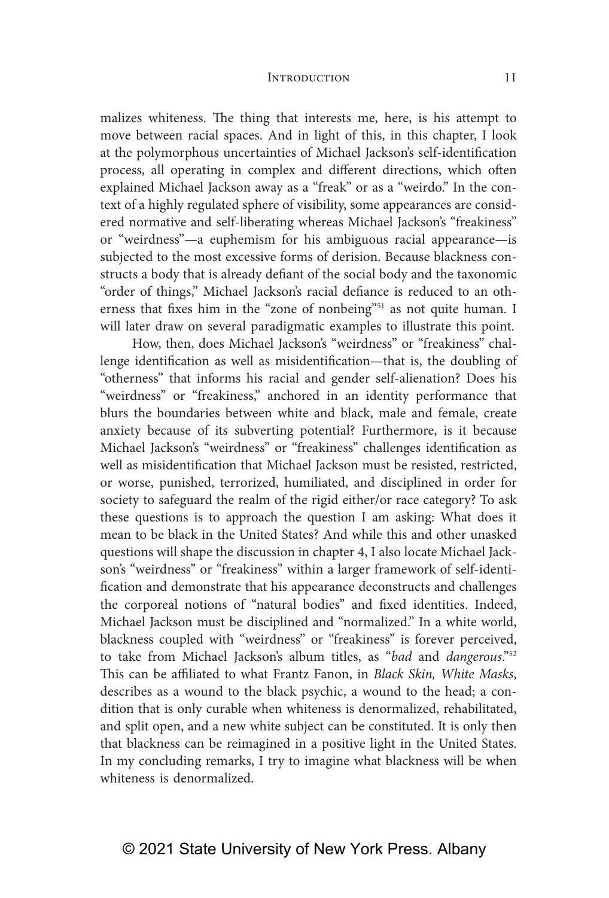malizes whiteness. The thing that interests me, here, is his attempt to move between racial spaces. And in light of this, in this chapter, I look at the polymorphous uncertainties of Michael Jackson's self-identification process, all operating in complex and different directions, which often explained Michael Jackson away as a "freak" or as a "weirdo." In the context of a highly regulated sphere of visibility, some appearances are considered normative and self-liberating whereas Michael Jackson's "freakiness" or "weirdness"—a euphemism for his ambiguous racial appearance—is subjected to the most excessive forms of derision. Because blackness constructs a body that is already defiant of the social body and the taxonomic "order of things," Michael Jackson's racial defiance is reduced to an otherness that fixes him in the "zone of nonbeing"[51] as not quite human. I will later draw on several paradigmatic examples to illustrate this point.

How, then, does Michael Jackson's "weirdness" or "freakiness" challenge identification as well as misidentification—that is, the doubling of "otherness" that informs his racial and gender self-alienation? Does his "weirdness" or "freakiness," anchored in an identity performance that blurs the boundaries between white and black, male and female, create anxiety because of its subverting potential? Furthermore, is it because Michael Jackson's "weirdness" or "freakiness" challenges identification as well as misidentification that Michael Jackson must be resisted, restricted, or worse, punished, terrorized, humiliated, and disciplined in order for society to safeguard the realm of the rigid either/or race category? To ask these questions is to approach the question I am asking: What does it mean to be black in the United States? And while this and other unasked questions will shape the discussion in chapter 4, I also locate Michael Jackson's "weirdness" or "freakiness" within a larger framework of self-identification and demonstrate that his appearance deconstructs and challenges the corporeal notions of "natural bodies" and fixed identities. Indeed, Michael Jackson must be disciplined and "normalized." In a white world, blackness coupled with "weirdness" or "freakiness" is forever perceived, to take from Michael Jackson's album titles, as "*bad* and *dangerous*."[52] This can be affiliated to what Frantz Fanon, in *Black Skin, White Masks*, describes as a wound to the black psychic, a wound to the head; a condition that is only curable when whiteness is denormalized, rehabilitated, and split open, and a new white subject can be constituted. It is only then that blackness can be reimagined in a positive light in the United States. In my concluding remarks, I try to imagine what blackness will be when whiteness is denormalized.

© 2021 State University of New York Press. Albany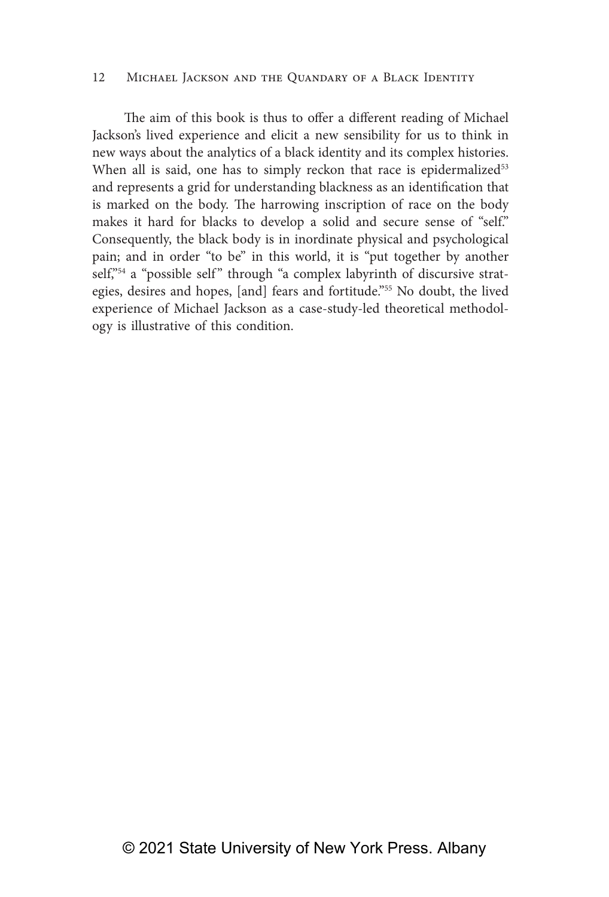The aim of this book is thus to offer a different reading of Michael Jackson's lived experience and elicit a new sensibility for us to think in new ways about the analytics of a black identity and its complex histories. When all is said, one has to simply reckon that race is epidermalized[53] and represents a grid for understanding blackness as an identification that is marked on the body. The harrowing inscription of race on the body makes it hard for blacks to develop a solid and secure sense of "self." Consequently, the black body is in inordinate physical and psychological pain; and in order "to be" in this world, it is "put together by another self,"[54] a "possible self" through "a complex labyrinth of discursive strategies, desires and hopes, [and] fears and fortitude."[55] No doubt, the lived experience of Michael Jackson as a case-study-led theoretical methodology is illustrative of this condition.

© 2021 State University of New York Press. Albany